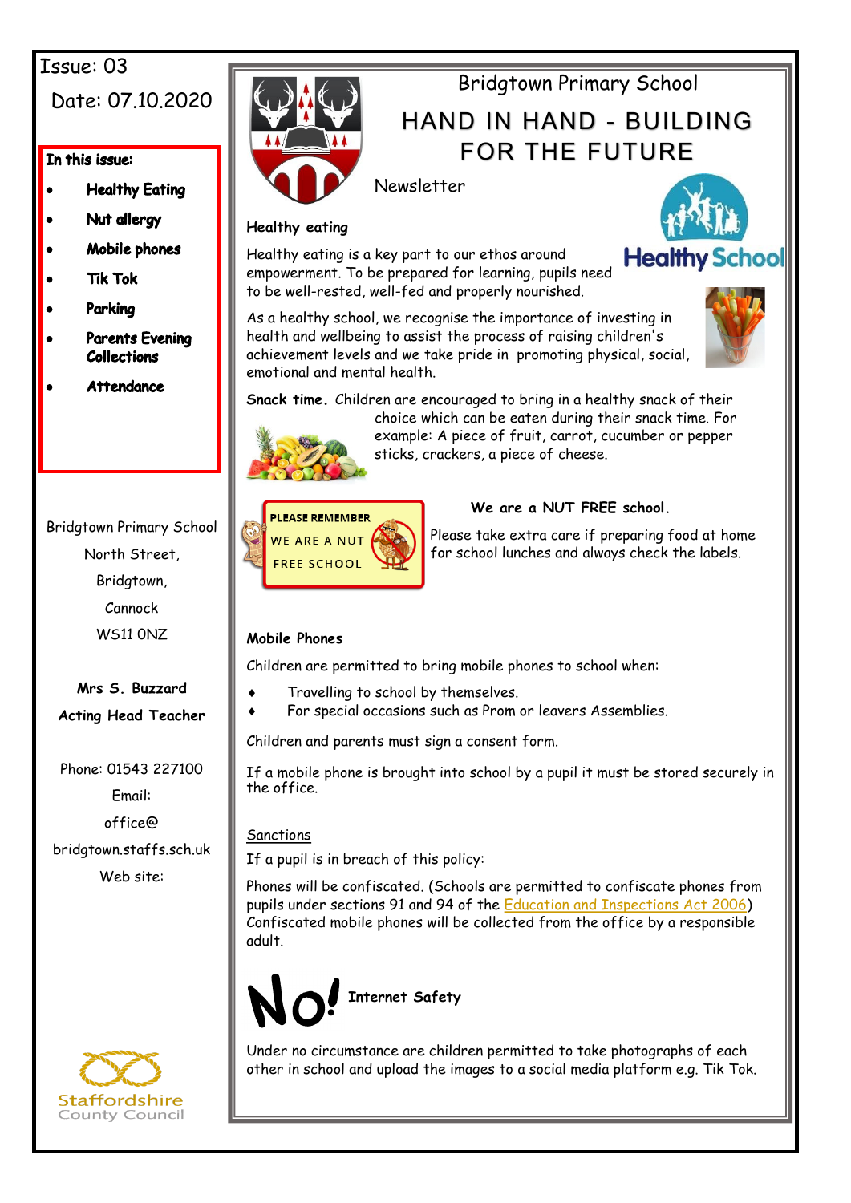Issue: 03

Date: 07.10.2020

**In this issue:**

- **Healthy Eating**
- **Nut allergy**
- **Mobile phones**
- **Tik Tok**
- **Parking**
- **Parents Evening Collections**
- **Attendance**

Bridgtown Primary School
North Street,
Bridgtown,
Cannock
WS11 0NZ

**Mrs S. Buzzard**
**Acting Head Teacher**

Phone: 01543 227100
Email:
office@bridgtown.staffs.sch.uk
Web site:

Staffordshire County Council

# Bridgtown Primary School

## HAND IN HAND - BUILDING FOR THE FUTURE

Newsletter

Healthy School

### Healthy eating

Healthy eating is a key part to our ethos around empowerment. To be prepared for learning, pupils need to be well-rested, well-fed and properly nourished.

As a healthy school, we recognise the importance of investing in health and wellbeing to assist the process of raising children's achievement levels and we take pride in promoting physical, social, emotional and mental health.

**Snack time.** Children are encouraged to bring in a healthy snack of their choice which can be eaten during their snack time. For example: A piece of fruit, carrot, cucumber or pepper sticks, crackers, a piece of cheese.

**PLEASE REMEMBER WE ARE A NUT FREE SCHOOL**

**We are a NUT FREE school.**

Please take extra care if preparing food at home for school lunches and always check the labels.

### Mobile Phones

Children are permitted to bring mobile phones to school when:

- Travelling to school by themselves.
- For special occasions such as Prom or leavers Assemblies.

Children and parents must sign a consent form.

If a mobile phone is brought into school by a pupil it must be stored securely in the office.

Sanctions

If a pupil is in breach of this policy:

Phones will be confiscated. (Schools are permitted to confiscate phones from pupils under sections 91 and 94 of the Education and Inspections Act 2006) Confiscated mobile phones will be collected from the office by a responsible adult.

No! **Internet Safety**

Under no circumstance are children permitted to take photographs of each other in school and upload the images to a social media platform e.g. Tik Tok.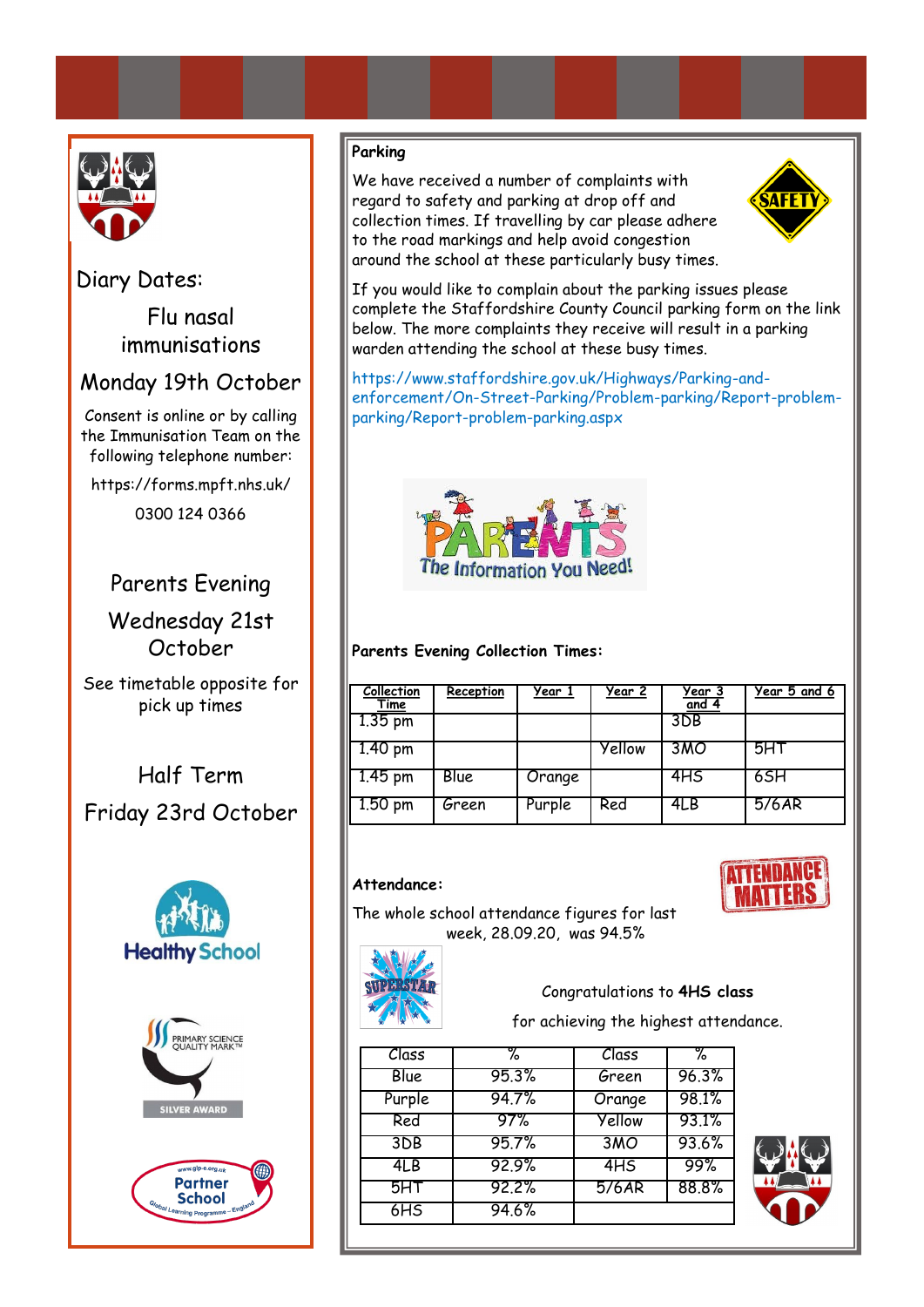## Diary Dates:

**Flu nasal immunisations**

**Monday 19th October**

Consent is online or by calling the Immunisation Team on the following telephone number:

https://forms.mpft.nhs.uk/

0300 124 0366

**Parents Evening**

**Wednesday 21st October**

See timetable opposite for pick up times

**Half Term**

**Friday 23rd October**

Healthy School

PRIMARY SCIENCE QUALITY MARK™ SILVER AWARD

www.glp-e.org.uk Partner School Global Learning Programme – England

## Parking

We have received a number of complaints with regard to safety and parking at drop off and collection times. If travelling by car please adhere to the road markings and help avoid congestion around the school at these particularly busy times.

SAFETY

If you would like to complain about the parking issues please complete the Staffordshire County Council parking form on the link below. The more complaints they receive will result in a parking warden attending the school at these busy times.

https://www.staffordshire.gov.uk/Highways/Parking-and-enforcement/On-Street-Parking/Problem-parking/Report-problem-parking/Report-problem-parking.aspx

PARENTS The Information You Need!

## Parents Evening Collection Times:

| Collection Time | Reception | Year 1 | Year 2 | Year 3 and 4 | Year 5 and 6 |
|---|---|---|---|---|---|
| 1.35 pm | | | | 3DB | |
| 1.40 pm | | | Yellow | 3MO | 5HT |
| 1.45 pm | Blue | Orange | | 4HS | 6SH |
| 1.50 pm | Green | Purple | Red | 4LB | 5/6AR |

## Attendance:

ATTENDANCE MATTERS

The whole school attendance figures for last week, 28.09.20, was 94.5%

SUPERSTAR

Congratulations to **4HS class** for achieving the highest attendance.

| Class | % | Class | % |
|---|---|---|---|
| Blue | 95.3% | Green | 96.3% |
| Purple | 94.7% | Orange | 98.1% |
| Red | 97% | Yellow | 93.1% |
| 3DB | 95.7% | 3MO | 93.6% |
| 4LB | 92.9% | 4HS | 99% |
| 5HT | 92.2% | 5/6AR | 88.8% |
| 6HS | 94.6% | | |